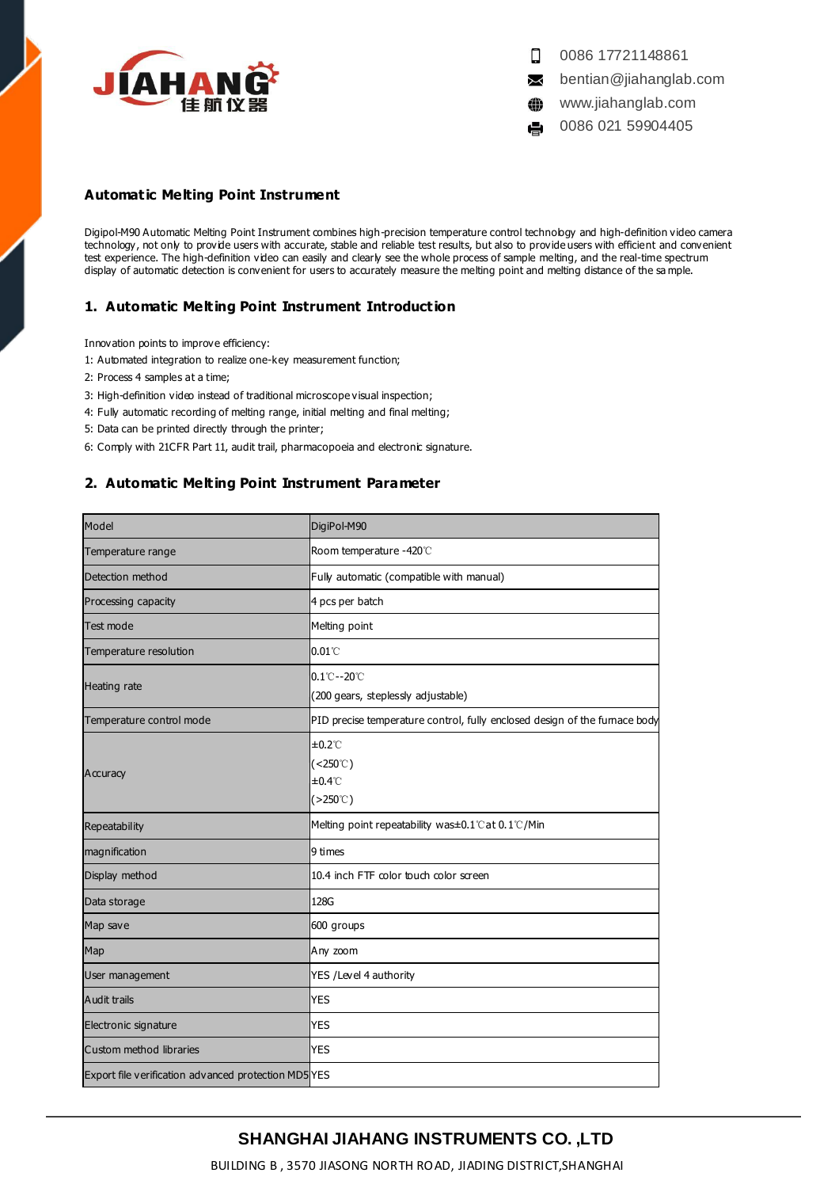0086 17721148861
bentian@jiahanglab.com
www.jiahanglab.com
0086 021 59904405

# Automatic Melting Point Instrument

Digipol-M90 Automatic Melting Point Instrument combines high-precision temperature control technology and high-definition video camera technology, not only to provide users with accurate, stable and reliable test results, but also to provide users with efficient and convenient test experience. The high-definition video can easily and clearly see the whole process of sample melting, and the real-time spectrum display of automatic detection is convenient for users to accurately measure the melting point and melting distance of the sample.

## 1. Automatic Melting Point Instrument Introduction

Innovation points to improve efficiency:

1: Automated integration to realize one-key measurement function;

2: Process 4 samples at a time;

3: High-definition video instead of traditional microscope visual inspection;

4: Fully automatic recording of melting range, initial melting and final melting;

5: Data can be printed directly through the printer;

6: Comply with 21CFR Part 11, audit trail, pharmacopoeia and electronic signature.

## 2. Automatic Melting Point Instrument Parameter

| Model | DigiPol-M90 |
|---|---|
| Temperature range | Room temperature -420℃ |
| Detection method | Fully automatic (compatible with manual) |
| Processing capacity | 4 pcs per batch |
| Test mode | Melting point |
| Temperature resolution | 0.01℃ |
| Heating rate | 0.1℃--20℃ (200 gears, steplessly adjustable) |
| Temperature control mode | PID precise temperature control, fully enclosed design of the furnace body |
| Accuracy | ±0.2℃ (<250℃) ±0.4℃ (>250℃) |
| Repeatability | Melting point repeatability was±0.1℃at 0.1℃/Min |
| magnification | 9 times |
| Display method | 10.4 inch FTF color touch color screen |
| Data storage | 128G |
| Map save | 600 groups |
| Map | Any zoom |
| User management | YES /Level 4 authority |
| Audit trails | YES |
| Electronic signature | YES |
| Custom method libraries | YES |
| Export file verification advanced protection MD5 | YES |

**SHANGHAI JIAHANG INSTRUMENTS CO. ,LTD**

BUILDING B , 3570 JIASONG NORTH ROAD, JIADING DISTRICT,SHANGHAI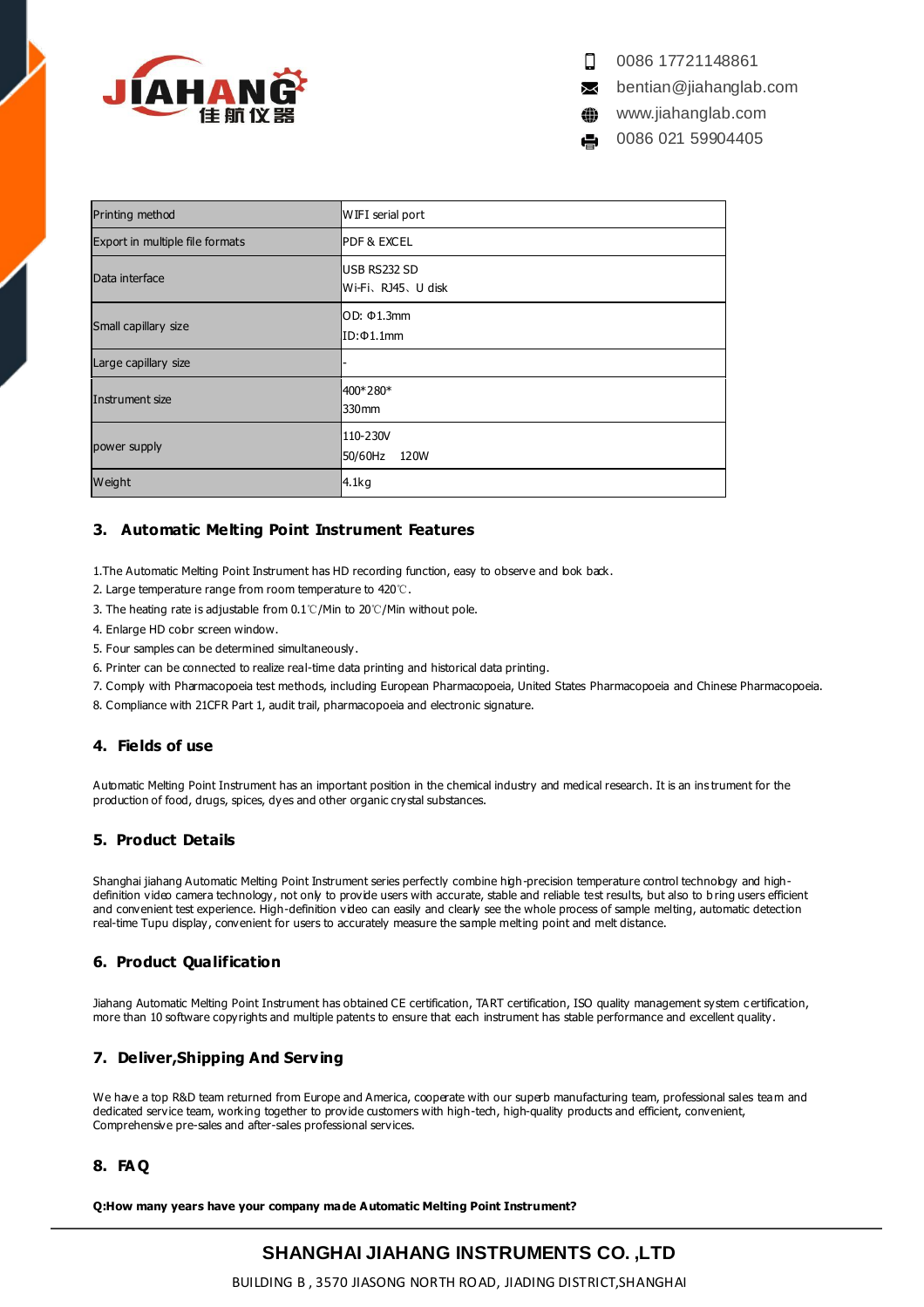| Printing method | WIFI serial port |
| --- | --- |
| Export in multiple file formats | PDF & EXCEL |
| Data interface | USB RS232 SD<br>Wi-Fi、RJ45、U disk |
| Small capillary size | OD: Φ1.3mm<br>ID:Φ1.1mm |
| Large capillary size | - |
| Instrument size | 400*280*<br>330mm |
| power supply | 110-230V<br>50/60Hz 120W |
| Weight | 4.1kg |

## 3. Automatic Melting Point Instrument Features

1.The Automatic Melting Point Instrument has HD recording function, easy to observe and look back.
2. Large temperature range from room temperature to 420℃.
3. The heating rate is adjustable from 0.1℃/Min to 20℃/Min without pole.
4. Enlarge HD color screen window.
5. Four samples can be determined simultaneously.
6. Printer can be connected to realize real-time data printing and historical data printing.
7. Comply with Pharmacopoeia test methods, including European Pharmacopoeia, United States Pharmacopoeia and Chinese Pharmacopoeia.
8. Compliance with 21CFR Part 1, audit trail, pharmacopoeia and electronic signature.

## 4. Fields of use

Automatic Melting Point Instrument has an important position in the chemical industry and medical research. It is an instrument for the production of food, drugs, spices, dyes and other organic crystal substances.

## 5. Product Details

Shanghai jiahang Automatic Melting Point Instrument series perfectly combine high-precision temperature control technology and high-definition video camera technology, not only to provide users with accurate, stable and reliable test results, but also to bring users efficient and convenient test experience. High-definition video can easily and clearly see the whole process of sample melting, automatic detection real-time Tupu display, convenient for users to accurately measure the sample melting point and melt distance.

## 6. Product Qualification

Jiahang Automatic Melting Point Instrument has obtained CE certification, TART certification, ISO quality management system certification, more than 10 software copyrights and multiple patents to ensure that each instrument has stable performance and excellent quality.

## 7. Deliver,Shipping And Serving

We have a top R&D team returned from Europe and America, cooperate with our superb manufacturing team, professional sales team and dedicated service team, working together to provide customers with high-tech, high-quality products and efficient, convenient, Comprehensive pre-sales and after-sales professional services.

## 8. FAQ

**Q:How many years have your company made Automatic Melting Point Instrument?**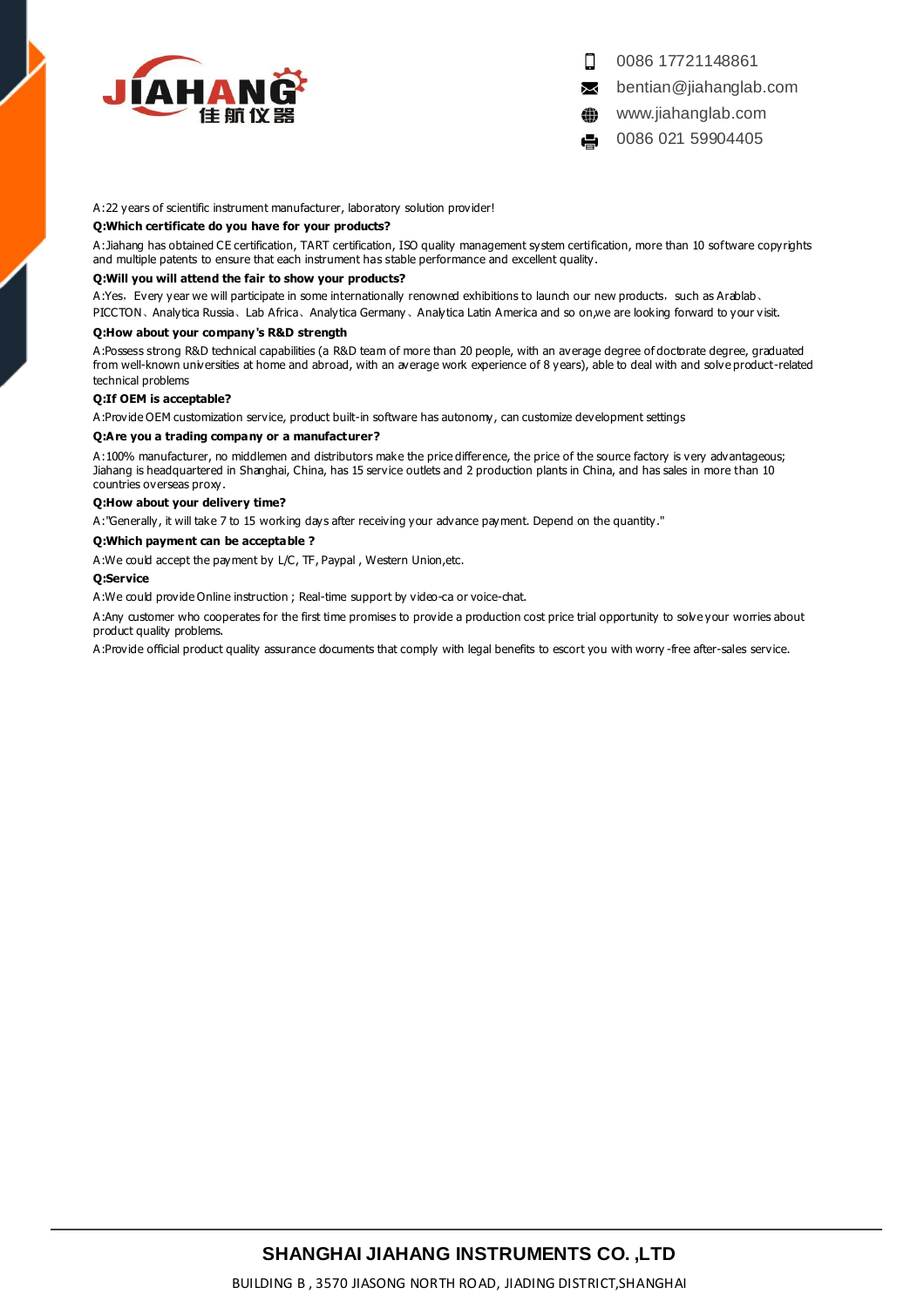A:22 years of scientific instrument manufacturer, laboratory solution provider!

**Q:Which certificate do you have for your products?**

A:Jiahang has obtained CE certification, TART certification, ISO quality management system certification, more than 10 software copyrights and multiple patents to ensure that each instrument has stable performance and excellent quality.

**Q:Will you will attend the fair to show your products?**

A:Yes，Every year we will participate in some internationally renowned exhibitions to launch our new products，such as Arablab、PICCTON、Analytica Russia、Lab Africa、Analytica Germany、Analytica Latin America and so on,we are looking forward to your visit.

**Q:How about your company's R&D strength**

A:Possess strong R&D technical capabilities (a R&D team of more than 20 people, with an average degree of doctorate degree, graduated from well-known universities at home and abroad, with an average work experience of 8 years), able to deal with and solve product-related technical problems

**Q:If OEM is acceptable?**

A:Provide OEM customization service, product built-in software has autonomy, can customize development settings

**Q:Are you a trading company or a manufacturer?**

A:100% manufacturer, no middlemen and distributors make the price difference, the price of the source factory is very advantageous; Jiahang is headquartered in Shanghai, China, has 15 service outlets and 2 production plants in China, and has sales in more than 10 countries overseas proxy.

**Q:How about your delivery time?**

A:"Generally, it will take 7 to 15 working days after receiving your advance payment. Depend on the quantity."

**Q:Which payment can be acceptable ?**

A:We could accept the payment by L/C, TF, Paypal , Western Union,etc.

**Q:Service**

A:We could provide Online instruction ; Real-time support by video-ca or voice-chat.

A:Any customer who cooperates for the first time promises to provide a production cost price trial opportunity to solve your worries about product quality problems.

A:Provide official product quality assurance documents that comply with legal benefits to escort you with worry -free after-sales service.